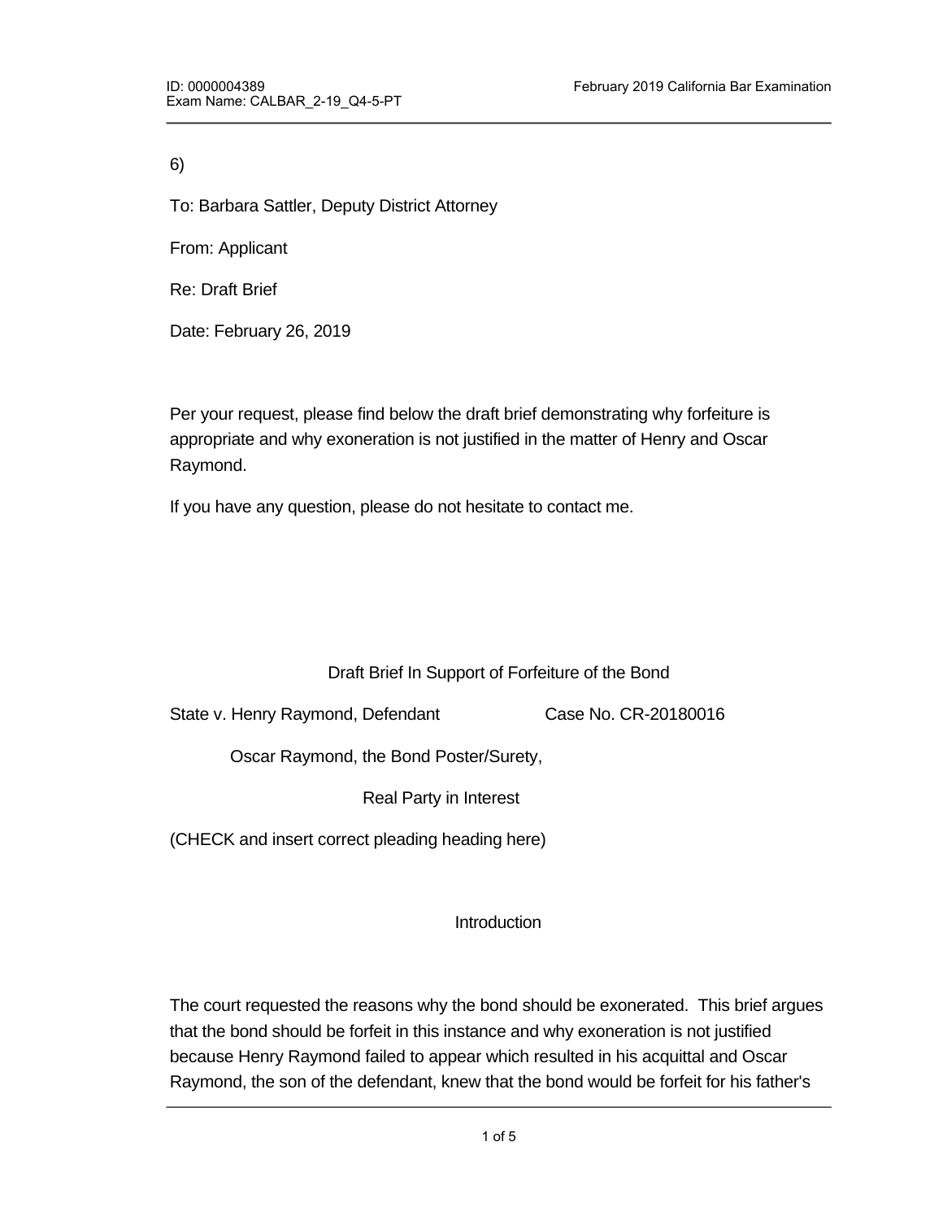6)

To: Barbara Sattler, Deputy District Attorney

From: Applicant

Re: Draft Brief

Date: February 26, 2019

Per your request, please find below the draft brief demonstrating why forfeiture is appropriate and why exoneration is not justified in the matter of Henry and Oscar Raymond.

If you have any question, please do not hesitate to contact me.

Draft Brief In Support of Forfeiture of the Bond

State v. Henry Raymond, Defendant Case No. CR-20180016

Oscar Raymond, the Bond Poster/Surety,

Real Party in Interest

(CHECK and insert correct pleading heading here)

Introduction

The court requested the reasons why the bond should be exonerated. This brief argues that the bond should be forfeit in this instance and why exoneration is not justified because Henry Raymond failed to appear which resulted in his acquittal and Oscar Raymond, the son of the defendant, knew that the bond would be forfeit for his father's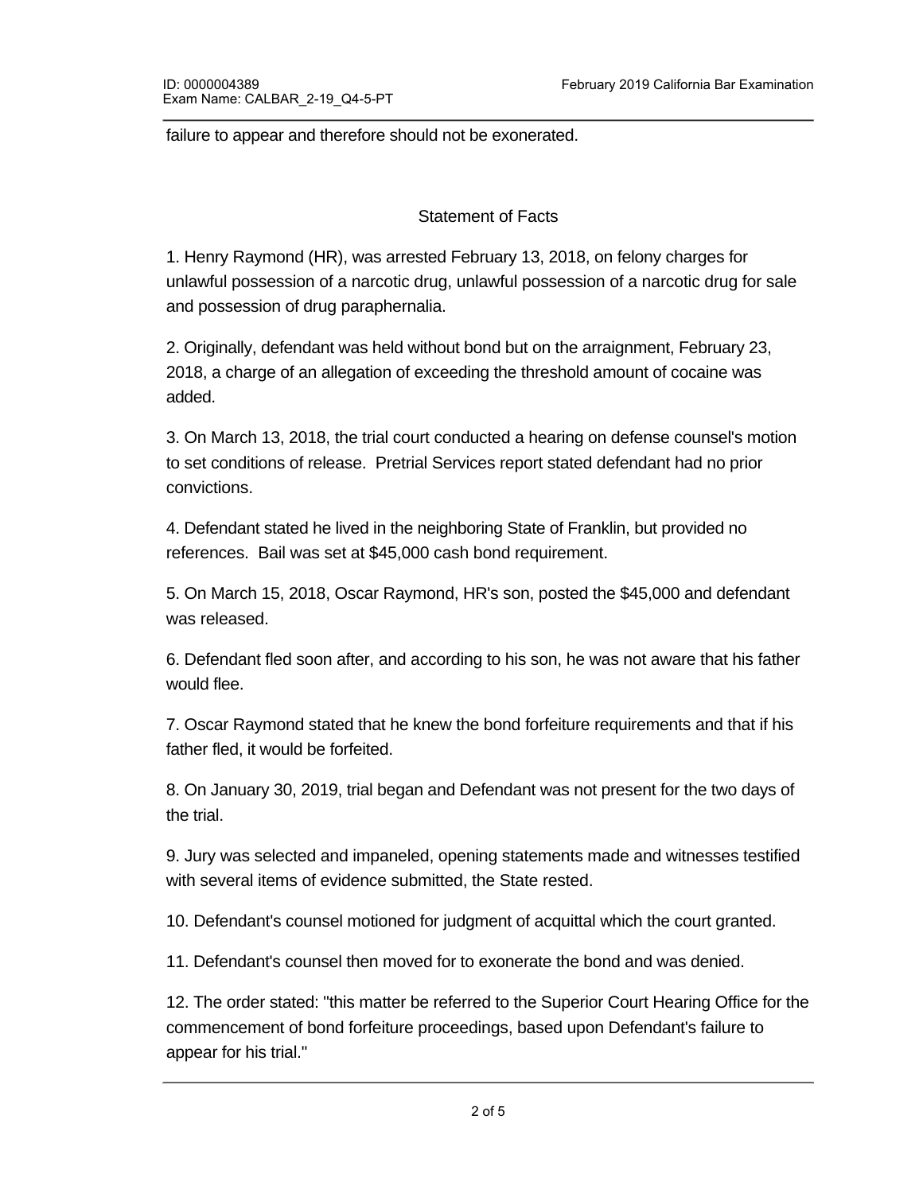failure to appear and therefore should not be exonerated.

## Statement of Facts

1. Henry Raymond (HR), was arrested February 13, 2018, on felony charges for unlawful possession of a narcotic drug, unlawful possession of a narcotic drug for sale and possession of drug paraphernalia.

2. Originally, defendant was held without bond but on the arraignment, February 23, 2018, a charge of an allegation of exceeding the threshold amount of cocaine was added.

3. On March 13, 2018, the trial court conducted a hearing on defense counsel's motion to set conditions of release. Pretrial Services report stated defendant had no prior convictions.

4. Defendant stated he lived in the neighboring State of Franklin, but provided no references. Bail was set at $45,000 cash bond requirement.

5. On March 15, 2018, Oscar Raymond, HR's son, posted the $45,000 and defendant was released.

6. Defendant fled soon after, and according to his son, he was not aware that his father would flee.

7. Oscar Raymond stated that he knew the bond forfeiture requirements and that if his father fled, it would be forfeited.

8. On January 30, 2019, trial began and Defendant was not present for the two days of the trial.

9. Jury was selected and impaneled, opening statements made and witnesses testified with several items of evidence submitted, the State rested.

10. Defendant's counsel motioned for judgment of acquittal which the court granted.

11. Defendant's counsel then moved for to exonerate the bond and was denied.

12. The order stated: "this matter be referred to the Superior Court Hearing Office for the commencement of bond forfeiture proceedings, based upon Defendant's failure to appear for his trial."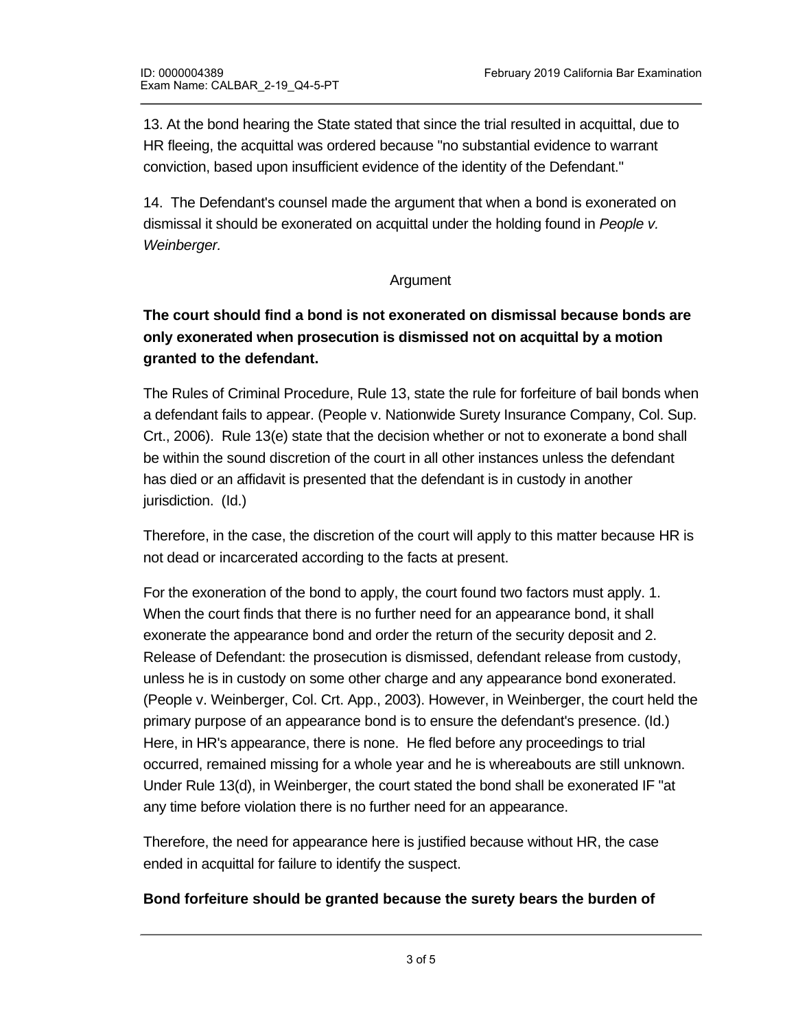13. At the bond hearing the State stated that since the trial resulted in acquittal, due to HR fleeing, the acquittal was ordered because "no substantial evidence to warrant conviction, based upon insufficient evidence of the identity of the Defendant."

14. The Defendant's counsel made the argument that when a bond is exonerated on dismissal it should be exonerated on acquittal under the holding found in *People v. Weinberger.*

Argument

**The court should find a bond is not exonerated on dismissal because bonds are only exonerated when prosecution is dismissed not on acquittal by a motion granted to the defendant.**

The Rules of Criminal Procedure, Rule 13, state the rule for forfeiture of bail bonds when a defendant fails to appear. (People v. Nationwide Surety Insurance Company, Col. Sup. Crt., 2006). Rule 13(e) state that the decision whether or not to exonerate a bond shall be within the sound discretion of the court in all other instances unless the defendant has died or an affidavit is presented that the defendant is in custody in another jurisdiction. (Id.)

Therefore, in the case, the discretion of the court will apply to this matter because HR is not dead or incarcerated according to the facts at present.

For the exoneration of the bond to apply, the court found two factors must apply. 1. When the court finds that there is no further need for an appearance bond, it shall exonerate the appearance bond and order the return of the security deposit and 2. Release of Defendant: the prosecution is dismissed, defendant release from custody, unless he is in custody on some other charge and any appearance bond exonerated. (People v. Weinberger, Col. Crt. App., 2003). However, in Weinberger, the court held the primary purpose of an appearance bond is to ensure the defendant's presence. (Id.) Here, in HR's appearance, there is none. He fled before any proceedings to trial occurred, remained missing for a whole year and he is whereabouts are still unknown. Under Rule 13(d), in Weinberger, the court stated the bond shall be exonerated IF "at any time before violation there is no further need for an appearance.

Therefore, the need for appearance here is justified because without HR, the case ended in acquittal for failure to identify the suspect.

**Bond forfeiture should be granted because the surety bears the burden of**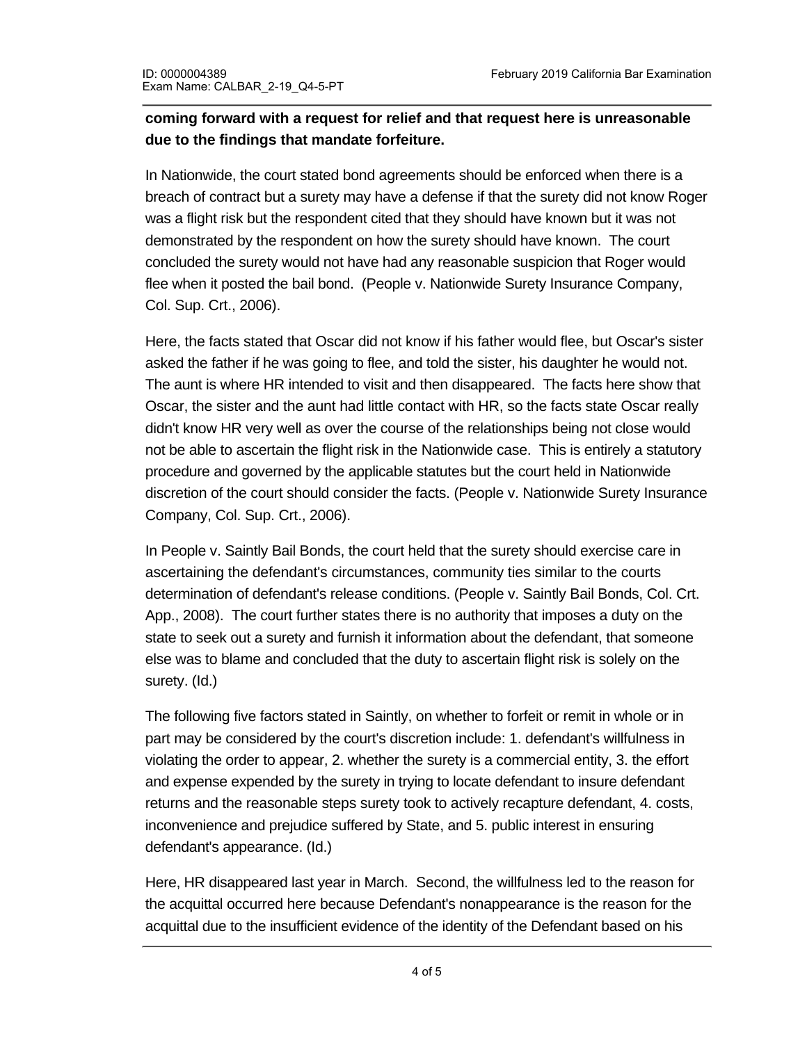**coming forward with a request for relief and that request here is unreasonable due to the findings that mandate forfeiture.**

In Nationwide, the court stated bond agreements should be enforced when there is a breach of contract but a surety may have a defense if that the surety did not know Roger was a flight risk but the respondent cited that they should have known but it was not demonstrated by the respondent on how the surety should have known. The court concluded the surety would not have had any reasonable suspicion that Roger would flee when it posted the bail bond. (People v. Nationwide Surety Insurance Company, Col. Sup. Crt., 2006).

Here, the facts stated that Oscar did not know if his father would flee, but Oscar's sister asked the father if he was going to flee, and told the sister, his daughter he would not. The aunt is where HR intended to visit and then disappeared. The facts here show that Oscar, the sister and the aunt had little contact with HR, so the facts state Oscar really didn't know HR very well as over the course of the relationships being not close would not be able to ascertain the flight risk in the Nationwide case. This is entirely a statutory procedure and governed by the applicable statutes but the court held in Nationwide discretion of the court should consider the facts. (People v. Nationwide Surety Insurance Company, Col. Sup. Crt., 2006).

In People v. Saintly Bail Bonds, the court held that the surety should exercise care in ascertaining the defendant's circumstances, community ties similar to the courts determination of defendant's release conditions. (People v. Saintly Bail Bonds, Col. Crt. App., 2008). The court further states there is no authority that imposes a duty on the state to seek out a surety and furnish it information about the defendant, that someone else was to blame and concluded that the duty to ascertain flight risk is solely on the surety. (Id.)

The following five factors stated in Saintly, on whether to forfeit or remit in whole or in part may be considered by the court's discretion include: 1. defendant's willfulness in violating the order to appear, 2. whether the surety is a commercial entity, 3. the effort and expense expended by the surety in trying to locate defendant to insure defendant returns and the reasonable steps surety took to actively recapture defendant, 4. costs, inconvenience and prejudice suffered by State, and 5. public interest in ensuring defendant's appearance. (Id.)

Here, HR disappeared last year in March. Second, the willfulness led to the reason for the acquittal occurred here because Defendant's nonappearance is the reason for the acquittal due to the insufficient evidence of the identity of the Defendant based on his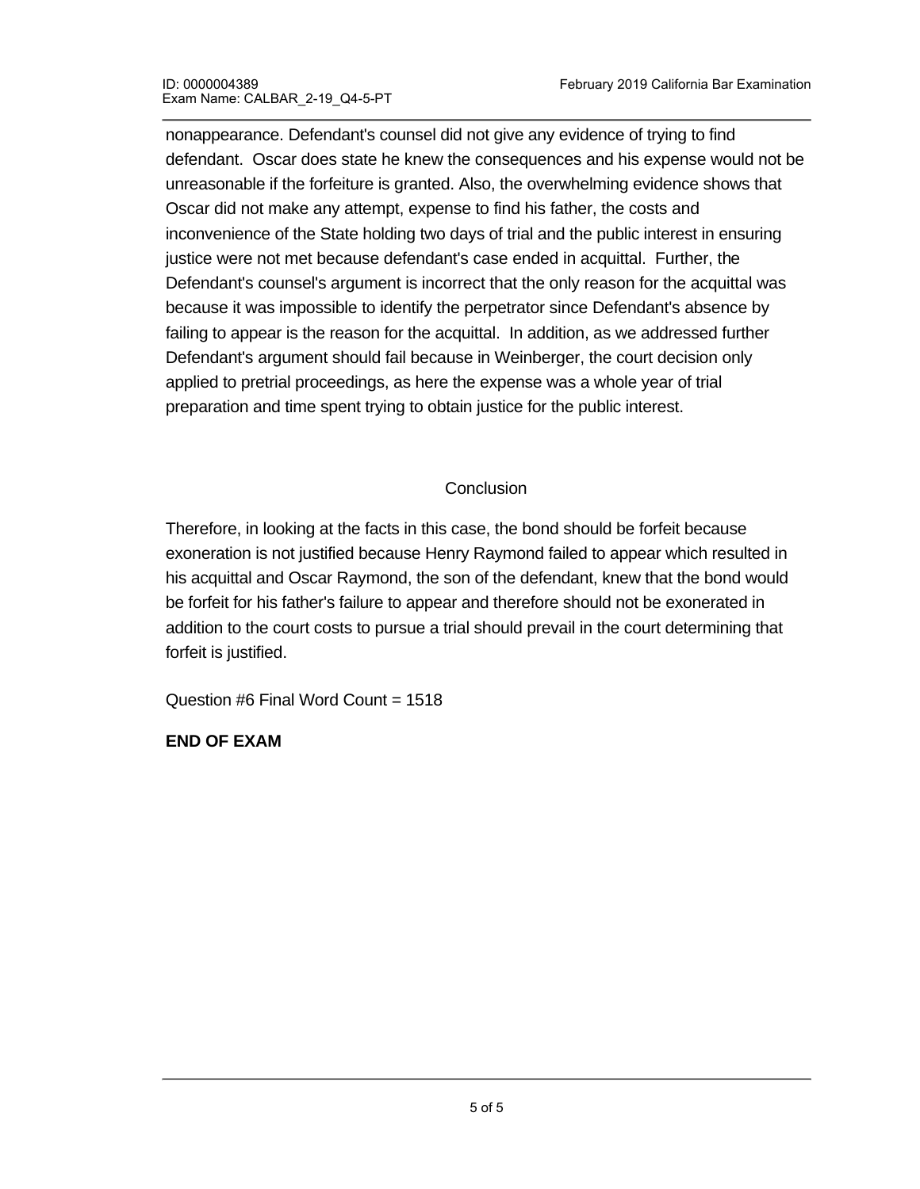nonappearance. Defendant's counsel did not give any evidence of trying to find defendant. Oscar does state he knew the consequences and his expense would not be unreasonable if the forfeiture is granted. Also, the overwhelming evidence shows that Oscar did not make any attempt, expense to find his father, the costs and inconvenience of the State holding two days of trial and the public interest in ensuring justice were not met because defendant's case ended in acquittal. Further, the Defendant's counsel's argument is incorrect that the only reason for the acquittal was because it was impossible to identify the perpetrator since Defendant's absence by failing to appear is the reason for the acquittal. In addition, as we addressed further Defendant's argument should fail because in Weinberger, the court decision only applied to pretrial proceedings, as here the expense was a whole year of trial preparation and time spent trying to obtain justice for the public interest.

## Conclusion

Therefore, in looking at the facts in this case, the bond should be forfeit because exoneration is not justified because Henry Raymond failed to appear which resulted in his acquittal and Oscar Raymond, the son of the defendant, knew that the bond would be forfeit for his father's failure to appear and therefore should not be exonerated in addition to the court costs to pursue a trial should prevail in the court determining that forfeit is justified.

Question #6 Final Word Count = 1518

**END OF EXAM**